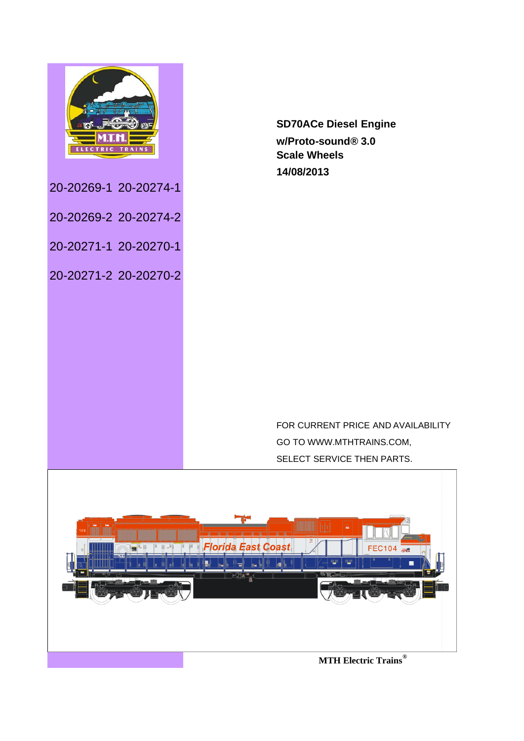# SD70ACe Diesel Engine

**w/Proto-sound® 3.0**

**Scale Wheels**

**14/08/2013**

20-20269-1 20-20274-1

20-20269-2 20-20274-2

20-20271-1 20-20270-1

20-20271-2 20-20270-2

FOR CURRENT PRICE AND AVAILABILITY GO TO WWW.MTHTRAINS.COM, SELECT SERVICE THEN PARTS.

**MTH Electric Trains®**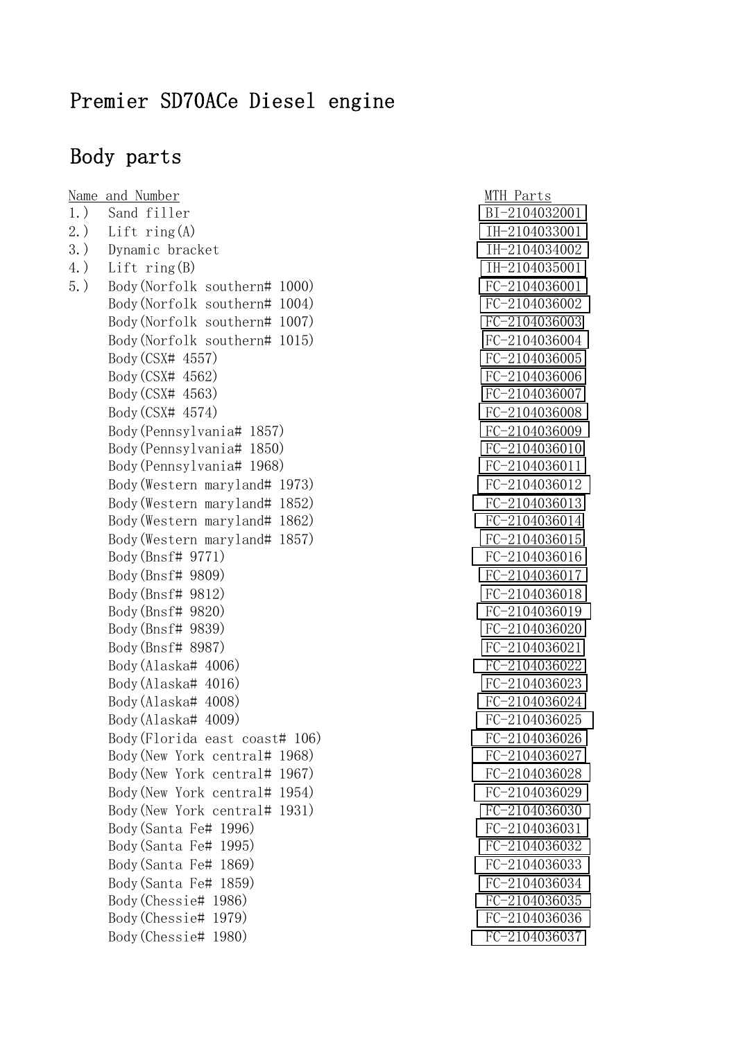# Premier SD70ACe Diesel engine

## Body parts

| Name and Number | | MTH Parts |
|---|---|---|
| 1.) | Sand filler | BI-2104032001 |
| 2.) | Lift ring(A) | IH-2104033001 |
| 3.) | Dynamic bracket | IH-2104034002 |
| 4.) | Lift ring(B) | IH-2104035001 |
| 5.) | Body(Norfolk southern# 1000) | FC-2104036001 |
| | Body(Norfolk southern# 1004) | FC-2104036002 |
| | Body(Norfolk southern# 1007) | FC-2104036003 |
| | Body(Norfolk southern# 1015) | FC-2104036004 |
| | Body(CSX# 4557) | FC-2104036005 |
| | Body(CSX# 4562) | FC-2104036006 |
| | Body(CSX# 4563) | FC-2104036007 |
| | Body(CSX# 4574) | FC-2104036008 |
| | Body(Pennsylvania# 1857) | FC-2104036009 |
| | Body(Pennsylvania# 1850) | FC-2104036010 |
| | Body(Pennsylvania# 1968) | FC-2104036011 |
| | Body(Western maryland# 1973) | FC-2104036012 |
| | Body(Western maryland# 1852) | FC-2104036013 |
| | Body(Western maryland# 1862) | FC-2104036014 |
| | Body(Western maryland# 1857) | FC-2104036015 |
| | Body(Bnsf# 9771) | FC-2104036016 |
| | Body(Bnsf# 9809) | FC-2104036017 |
| | Body(Bnsf# 9812) | FC-2104036018 |
| | Body(Bnsf# 9820) | FC-2104036019 |
| | Body(Bnsf# 9839) | FC-2104036020 |
| | Body(Bnsf# 8987) | FC-2104036021 |
| | Body(Alaska# 4006) | FC-2104036022 |
| | Body(Alaska# 4016) | FC-2104036023 |
| | Body(Alaska# 4008) | FC-2104036024 |
| | Body(Alaska# 4009) | FC-2104036025 |
| | Body(Florida east coast# 106) | FC-2104036026 |
| | Body(New York central# 1968) | FC-2104036027 |
| | Body(New York central# 1967) | FC-2104036028 |
| | Body(New York central# 1954) | FC-2104036029 |
| | Body(New York central# 1931) | FC-2104036030 |
| | Body(Santa Fe# 1996) | FC-2104036031 |
| | Body(Santa Fe# 1995) | FC-2104036032 |
| | Body(Santa Fe# 1869) | FC-2104036033 |
| | Body(Santa Fe# 1859) | FC-2104036034 |
| | Body(Chessie# 1986) | FC-2104036035 |
| | Body(Chessie# 1979) | FC-2104036036 |
| | Body(Chessie# 1980) | FC-2104036037 |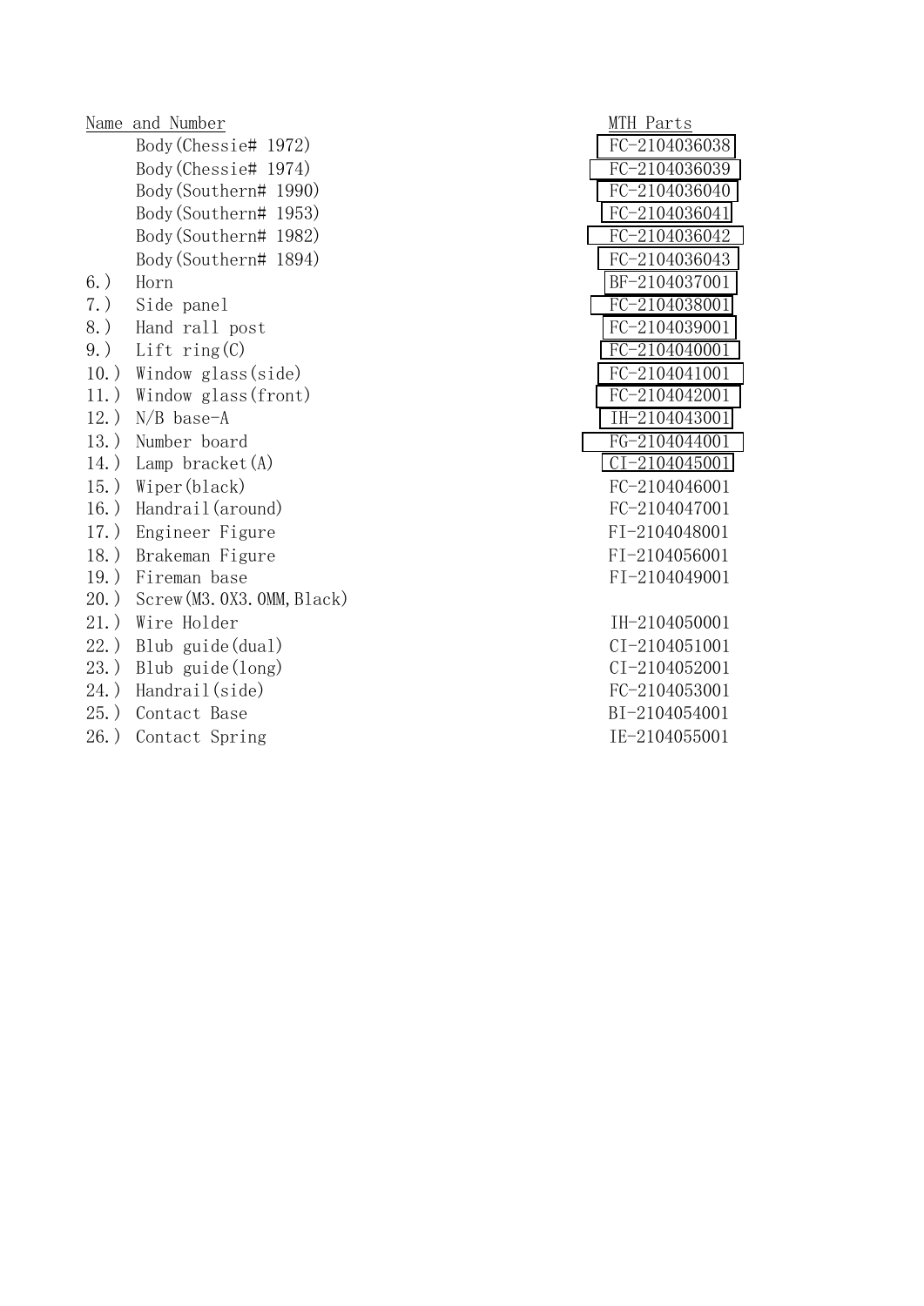| Name and Number | | MTH Parts |
|---|---|---|
| | Body(Chessie# 1972) | FC-2104036038 |
| | Body(Chessie# 1974) | FC-2104036039 |
| | Body(Southern# 1990) | FC-2104036040 |
| | Body(Southern# 1953) | FC-2104036041 |
| | Body(Southern# 1982) | FC-2104036042 |
| | Body(Southern# 1894) | FC-2104036043 |
| 6.) | Horn | BF-2104037001 |
| 7.) | Side panel | FC-2104038001 |
| 8.) | Hand rall post | FC-2104039001 |
| 9.) | Lift ring(C) | FC-2104040001 |
| 10.) | Window glass(side) | FC-2104041001 |
| 11.) | Window glass(front) | FC-2104042001 |
| 12.) | N/B base-A | IH-2104043001 |
| 13.) | Number board | FG-2104044001 |
| 14.) | Lamp bracket(A) | CI-2104045001 |
| 15.) | Wiper(black) | FC-2104046001 |
| 16.) | Handrail(around) | FC-2104047001 |
| 17.) | Engineer Figure | FI-2104048001 |
| 18.) | Brakeman Figure | FI-2104056001 |
| 19.) | Fireman base | FI-2104049001 |
| 20.) | Screw(M3.0X3.0MM,Black) | |
| 21.) | Wire Holder | IH-2104050001 |
| 22.) | Blub guide(dual) | CI-2104051001 |
| 23.) | Blub guide(long) | CI-2104052001 |
| 24.) | Handrail(side) | FC-2104053001 |
| 25.) | Contact Base | BI-2104054001 |
| 26.) | Contact Spring | IE-2104055001 |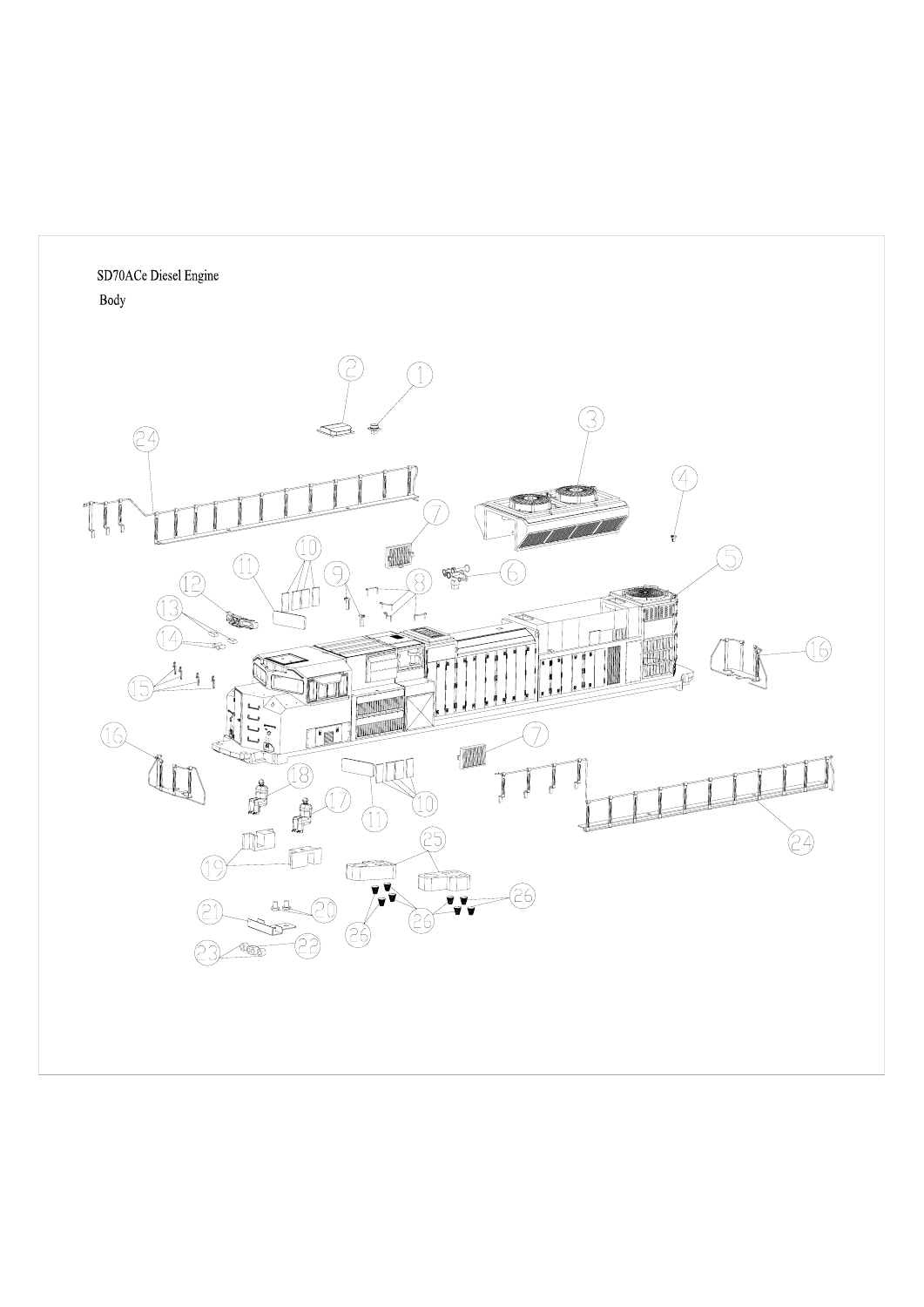SD70ACe Diesel Engine

Body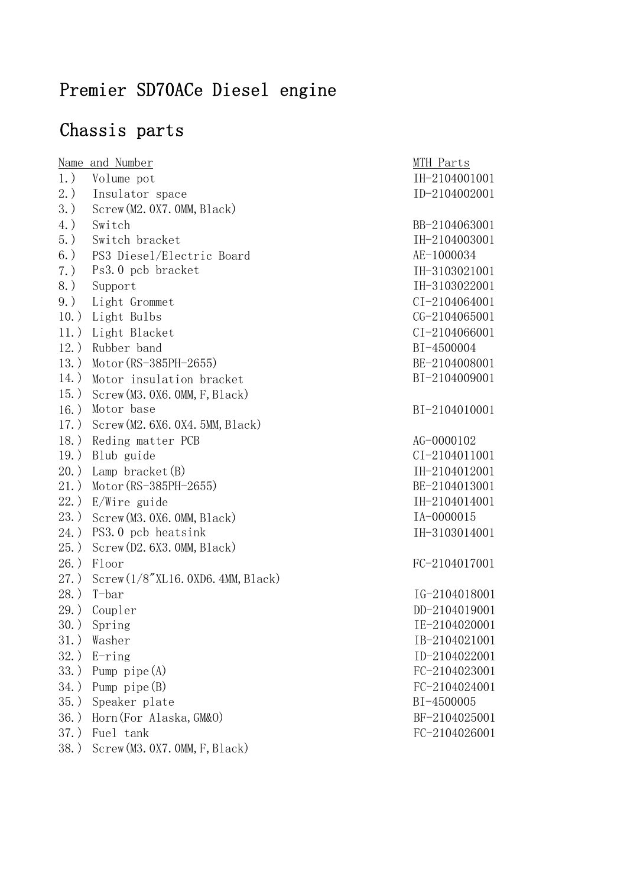# Premier SD70ACe Diesel engine

## Chassis parts

| Name and Number | MTH Parts |
| --- | --- |
| 1.) Volume pot | IH-2104001001 |
| 2.) Insulator space | ID-2104002001 |
| 3.) Screw(M2.0X7.0MM,Black) | |
| 4.) Switch | BB-2104063001 |
| 5.) Switch bracket | IH-2104003001 |
| 6.) PS3 Diesel/Electric Board | AE-1000034 |
| 7.) Ps3.0 pcb bracket | IH-3103021001 |
| 8.) Support | IH-3103022001 |
| 9.) Light Grommet | CI-2104064001 |
| 10.) Light Bulbs | CG-2104065001 |
| 11.) Light Blacket | CI-2104066001 |
| 12.) Rubber band | BI-4500004 |
| 13.) Motor(RS-385PH-2655) | BE-2104008001 |
| 14.) Motor insulation bracket | BI-2104009001 |
| 15.) Screw(M3.0X6.0MM,F,Black) | |
| 16.) Motor base | BI-2104010001 |
| 17.) Screw(M2.6X6.0X4.5MM,Black) | |
| 18.) Reding matter PCB | AG-0000102 |
| 19.) Blub guide | CI-2104011001 |
| 20.) Lamp bracket(B) | IH-2104012001 |
| 21.) Motor(RS-385PH-2655) | BE-2104013001 |
| 22.) E/Wire guide | IH-2104014001 |
| 23.) Screw(M3.0X6.0MM,Black) | IA-0000015 |
| 24.) PS3.0 pcb heatsink | IH-3103014001 |
| 25.) Screw(D2.6X3.0MM,Black) | |
| 26.) Floor | FC-2104017001 |
| 27.) Screw(1/8"XL16.0XD6.4MM,Black) | |
| 28.) T-bar | IG-2104018001 |
| 29.) Coupler | DD-2104019001 |
| 30.) Spring | IE-2104020001 |
| 31.) Washer | IB-2104021001 |
| 32.) E-ring | ID-2104022001 |
| 33.) Pump pipe(A) | FC-2104023001 |
| 34.) Pump pipe(B) | FC-2104024001 |
| 35.) Speaker plate | BI-4500005 |
| 36.) Horn(For Alaska,GM&O) | BF-2104025001 |
| 37.) Fuel tank | FC-2104026001 |
| 38.) Screw(M3.0X7.0MM,F,Black) | |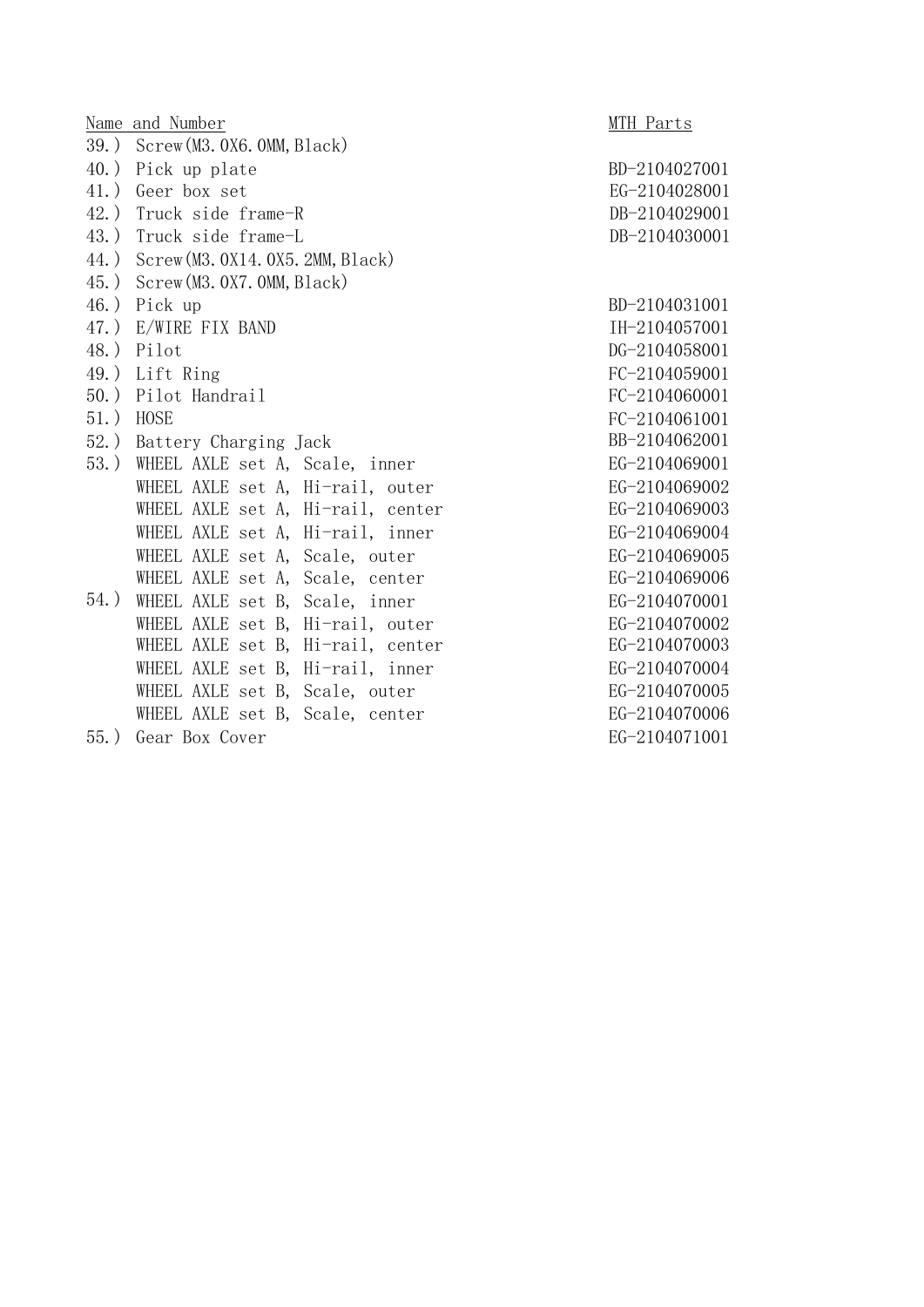| Name and Number | MTH Parts |
|---|---|
| 39.) Screw(M3.0X6.0MM,Black) | |
| 40.) Pick up plate | BD-2104027001 |
| 41.) Geer box set | EG-2104028001 |
| 42.) Truck side frame-R | DB-2104029001 |
| 43.) Truck side frame-L | DB-2104030001 |
| 44.) Screw(M3.0X14.0X5.2MM,Black) | |
| 45.) Screw(M3.0X7.0MM,Black) | |
| 46.) Pick up | BD-2104031001 |
| 47.) E/WIRE FIX BAND | IH-2104057001 |
| 48.) Pilot | DG-2104058001 |
| 49.) Lift Ring | FC-2104059001 |
| 50.) Pilot Handrail | FC-2104060001 |
| 51.) HOSE | FC-2104061001 |
| 52.) Battery Charging Jack | BB-2104062001 |
| 53.) WHEEL AXLE set A, Scale, inner | EG-2104069001 |
| WHEEL AXLE set A, Hi-rail, outer | EG-2104069002 |
| WHEEL AXLE set A, Hi-rail, center | EG-2104069003 |
| WHEEL AXLE set A, Hi-rail, inner | EG-2104069004 |
| WHEEL AXLE set A, Scale, outer | EG-2104069005 |
| WHEEL AXLE set A, Scale, center | EG-2104069006 |
| 54.) WHEEL AXLE set B, Scale, inner | EG-2104070001 |
| WHEEL AXLE set B, Hi-rail, outer | EG-2104070002 |
| WHEEL AXLE set B, Hi-rail, center | EG-2104070003 |
| WHEEL AXLE set B, Hi-rail, inner | EG-2104070004 |
| WHEEL AXLE set B, Scale, outer | EG-2104070005 |
| WHEEL AXLE set B, Scale, center | EG-2104070006 |
| 55.) Gear Box Cover | EG-2104071001 |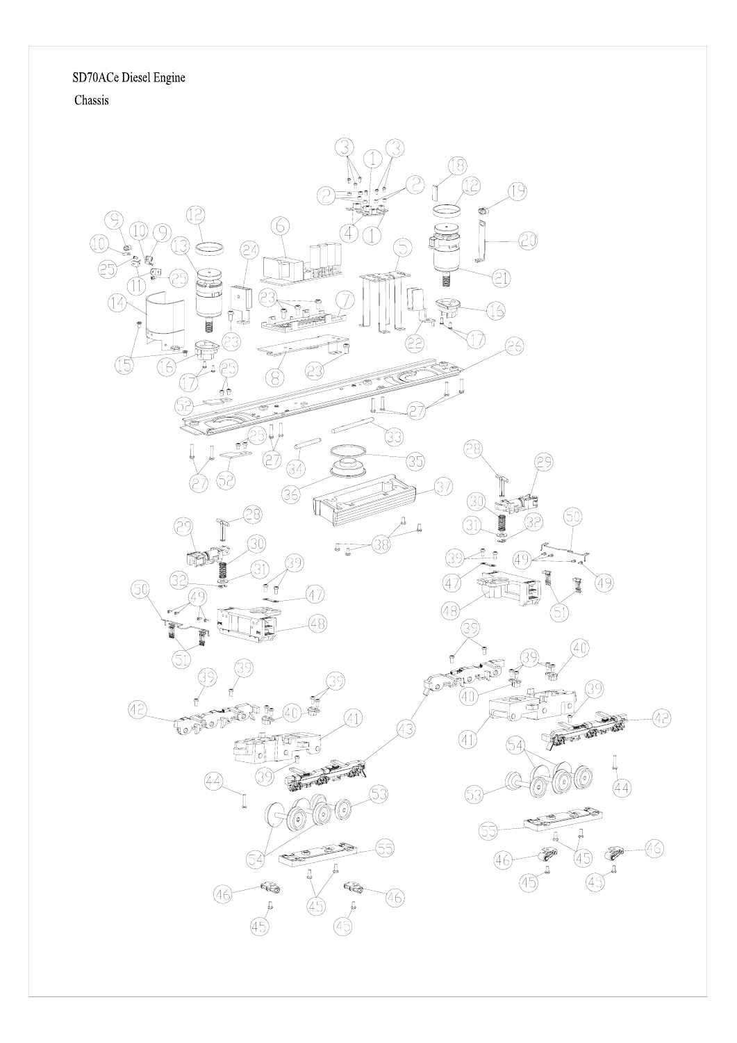# SD70ACe Diesel Engine

## Chassis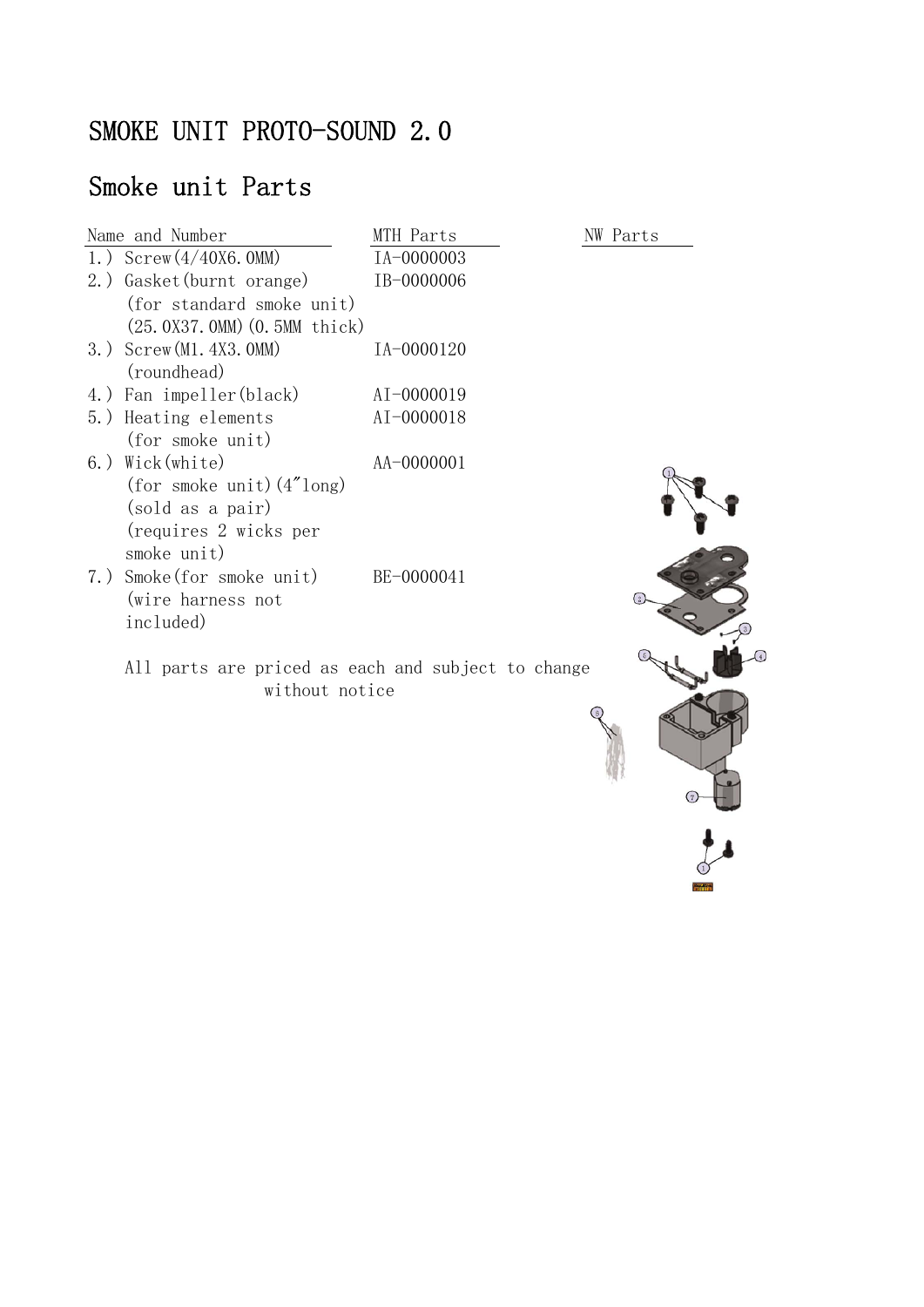# SMOKE UNIT PROTO-SOUND 2.0

## Smoke unit Parts

| Name and Number | MTH Parts | NW Parts |
|---|---|---|
| 1.) Screw(4/40X6.0MM) | IA-0000003 | |
| 2.) Gasket(burnt orange) (for standard smoke unit) (25.0X37.0MM)(0.5MM thick) | IB-0000006 | |
| 3.) Screw(M1.4X3.0MM) (roundhead) | IA-0000120 | |
| 4.) Fan impeller(black) | AI-0000019 | |
| 5.) Heating elements (for smoke unit) | AI-0000018 | |
| 6.) Wick(white) (for smoke unit)(4"long) (sold as a pair) (requires 2 wicks per smoke unit) | AA-0000001 | |
| 7.) Smoke(for smoke unit) (wire harness not included) | BE-0000041 | |

All parts are priced as each and subject to change without notice